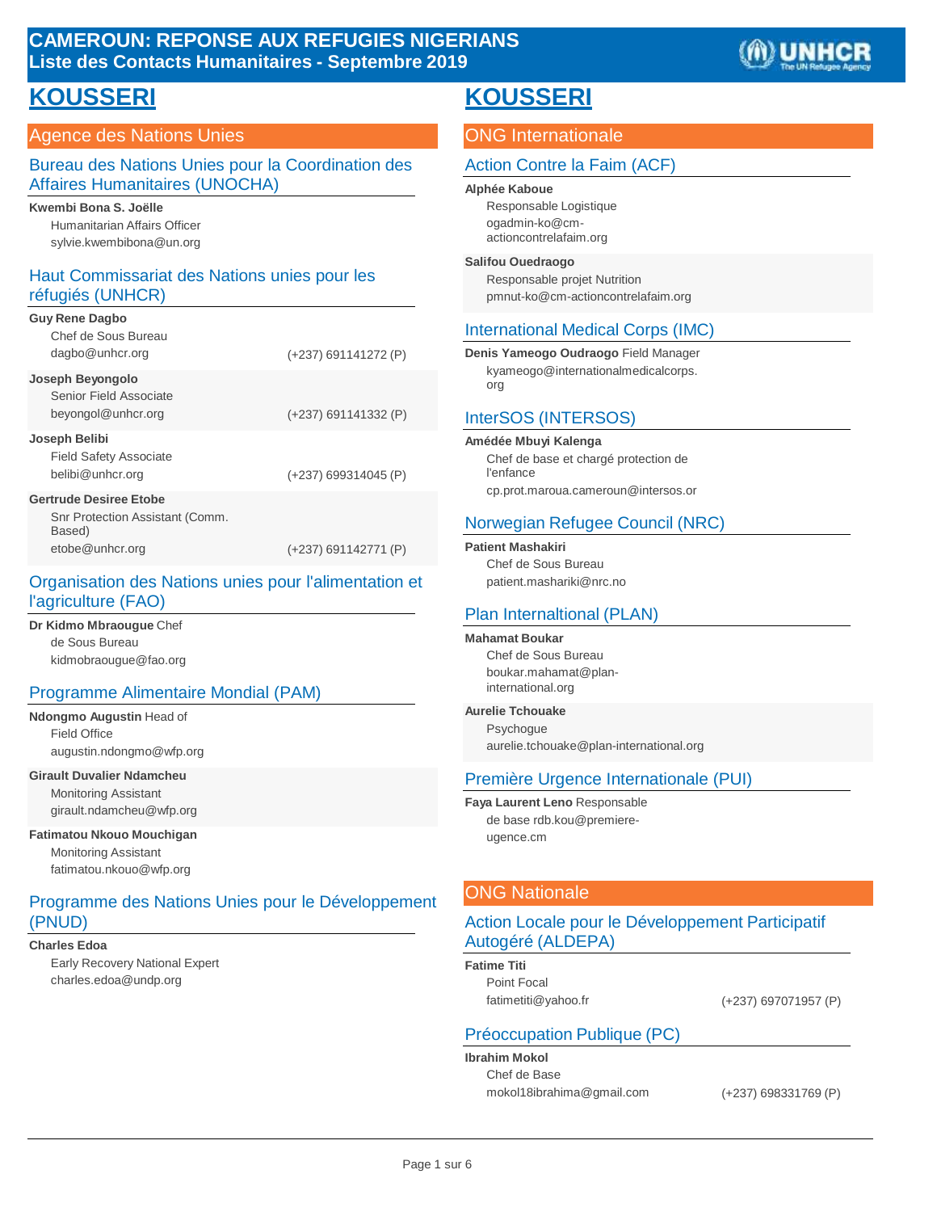# CAMEROUN: REPONSE AUX REFUGIES NIGERIANS
## Liste des Contacts Humanitaires - Septembre 2019

# KOUSSERI

## Agence des Nations Unies

### Bureau des Nations Unies pour la Coordination des Affaires Humanitaires (UNOCHA)

**Kwembi Bona S. Joëlle**
Humanitarian Affairs Officer
sylvie.kwembibona@un.org

### Haut Commissariat des Nations unies pour les réfugiés (UNHCR)

**Guy Rene Dagbo**
Chef de Sous Bureau
dagbo@unhcr.org (+237) 691141272 (P)

**Joseph Beyongolo**
Senior Field Associate
beyongol@unhcr.org (+237) 691141332 (P)

**Joseph Belibi**
Field Safety Associate
belibi@unhcr.org (+237) 699314045 (P)

**Gertrude Desiree Etobe**
Snr Protection Assistant (Comm. Based)
etobe@unhcr.org (+237) 691142771 (P)

### Organisation des Nations unies pour l'alimentation et l'agriculture (FAO)

**Dr Kidmo Mbraougue** Chef de Sous Bureau
kidmobraougue@fao.org

### Programme Alimentaire Mondial (PAM)

**Ndongmo Augustin** Head of Field Office
augustin.ndongmo@wfp.org

**Girault Duvalier Ndamcheu**
Monitoring Assistant
girault.ndamcheu@wfp.org

**Fatimatou Nkouo Mouchigan**
Monitoring Assistant
fatimatou.nkouo@wfp.org

### Programme des Nations Unies pour le Développement (PNUD)

**Charles Edoa**
Early Recovery National Expert
charles.edoa@undp.org

# KOUSSERI

## ONG Internationale

### Action Contre la Faim (ACF)

**Alphée Kaboue**
Responsable Logistique
ogadmin-ko@cm-actioncontrelafaim.org

**Salifou Ouedraogo**
Responsable projet Nutrition
pmnut-ko@cm-actioncontrelafaim.org

### International Medical Corps (IMC)

**Denis Yameogo Oudraogo** Field Manager
kyameogo@internationalmedicalcorps.org

### InterSOS (INTERSOS)

**Amédée Mbuyi Kalenga**
Chef de base et chargé protection de l'enfance
cp.prot.maroua.cameroun@intersos.or

### Norwegian Refugee Council (NRC)

**Patient Mashakiri**
Chef de Sous Bureau
patient.mashariki@nrc.no

### Plan Internaltional (PLAN)

**Mahamat Boukar**
Chef de Sous Bureau
boukar.mahamat@plan-international.org

**Aurelie Tchouake**
Psychogue
aurelie.tchouake@plan-international.org

### Première Urgence Internationale (PUI)

**Faya Laurent Leno** Responsable de base rdb.kou@premiere-ugence.cm

## ONG Nationale

### Action Locale pour le Développement Participatif Autogéré (ALDEPA)

**Fatime Titi**
Point Focal
fatimetiti@yahoo.fr (+237) 697071957 (P)

### Préoccupation Publique (PC)

**Ibrahim Mokol**
Chef de Base
mokol18ibrahima@gmail.com (+237) 698331769 (P)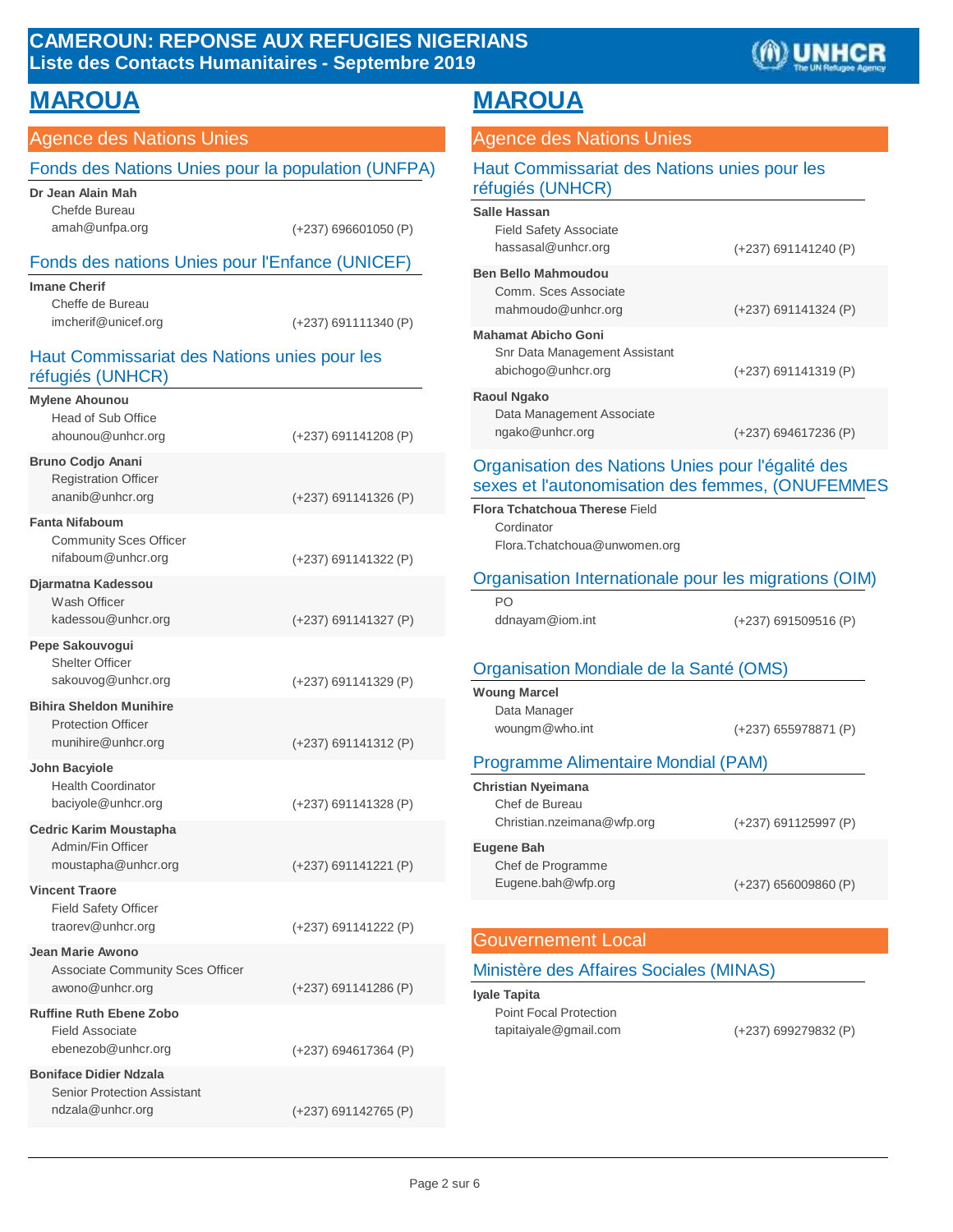# CAMEROUN: REPONSE AUX REFUGIES NIGERIANS
## Liste des Contacts Humanitaires - Septembre 2019

## MAROUA

### Agence des Nations Unies

#### Fonds des Nations Unies pour la population (UNFPA)

**Dr Jean Alain Mah**
Chefde Bureau
amah@unfpa.org — (+237) 696601050 (P)

#### Fonds des nations Unies pour l'Enfance (UNICEF)

**Imane Cherif**
Cheffe de Bureau
imcherif@unicef.org — (+237) 691111340 (P)

#### Haut Commissariat des Nations unies pour les réfugiés (UNHCR)

**Mylene Ahounou**
Head of Sub Office
ahounou@unhcr.org — (+237) 691141208 (P)

**Bruno Codjo Anani**
Registration Officer
ananib@unhcr.org — (+237) 691141326 (P)

**Fanta Nifaboum**
Community Sces Officer
nifaboum@unhcr.org — (+237) 691141322 (P)

**Djarmatna Kadessou**
Wash Officer
kadessou@unhcr.org — (+237) 691141327 (P)

**Pepe Sakouvogui**
Shelter Officer
sakouvog@unhcr.org — (+237) 691141329 (P)

**Bihira Sheldon Munihire**
Protection Officer
munihire@unhcr.org — (+237) 691141312 (P)

**John Bacyiole**
Health Coordinator
baciyole@unhcr.org — (+237) 691141328 (P)

**Cedric Karim Moustapha**
Admin/Fin Officer
moustapha@unhcr.org — (+237) 691141221 (P)

**Vincent Traore**
Field Safety Officer
traorev@unhcr.org — (+237) 691141222 (P)

**Jean Marie Awono**
Associate Community Sces Officer
awono@unhcr.org — (+237) 691141286 (P)

**Ruffine Ruth Ebene Zobo**
Field Associate
ebenezob@unhcr.org — (+237) 694617364 (P)

**Boniface Didier Ndzala**
Senior Protection Assistant
ndzala@unhcr.org — (+237) 691142765 (P)

## MAROUA

### Agence des Nations Unies

#### Haut Commissariat des Nations unies pour les réfugiés (UNHCR)

**Salle Hassan**
Field Safety Associate
hassasal@unhcr.org — (+237) 691141240 (P)

**Ben Bello Mahmoudou**
Comm. Sces Associate
mahmoudo@unhcr.org — (+237) 691141324 (P)

**Mahamat Abicho Goni**
Snr Data Management Assistant
abichogo@unhcr.org — (+237) 691141319 (P)

**Raoul Ngako**
Data Management Associate
ngako@unhcr.org — (+237) 694617236 (P)

#### Organisation des Nations Unies pour l'égalité des sexes et l'autonomisation des femmes, (ONUFEMMES

**Flora Tchatchoua Therese** Field
Cordinator
Flora.Tchatchoua@unwomen.org

#### Organisation Internationale pour les migrations (OIM)

PO
ddnayam@iom.int — (+237) 691509516 (P)

#### Organisation Mondiale de la Santé (OMS)

**Woung Marcel**
Data Manager
woungm@who.int — (+237) 655978871 (P)

#### Programme Alimentaire Mondial (PAM)

**Christian Nyeimana**
Chef de Bureau
Christian.nzeimana@wfp.org — (+237) 691125997 (P)

**Eugene Bah**
Chef de Programme
Eugene.bah@wfp.org — (+237) 656009860 (P)

### Gouvernement Local

#### Ministère des Affaires Sociales (MINAS)

**Iyale Tapita**
Point Focal Protection
tapitaiyale@gmail.com — (+237) 699279832 (P)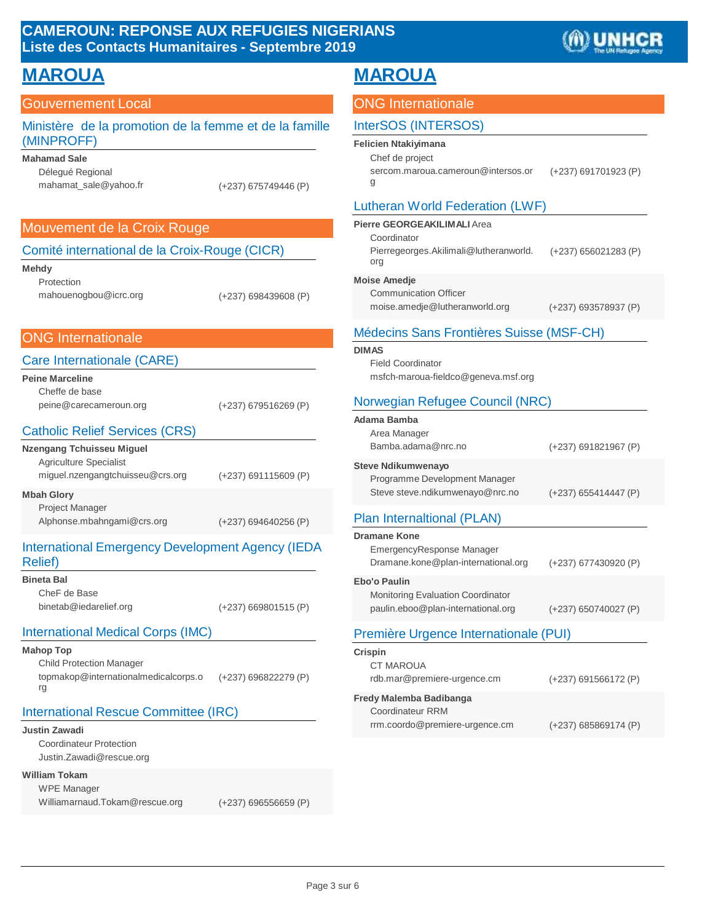# CAMEROUN: REPONSE AUX REFUGIES NIGERIANS
## Liste des Contacts Humanitaires - Septembre 2019

# MAROUA

## Gouvernement Local

### Ministère de la promotion de la femme et de la famille (MINPROFF)

**Mahamad Sale**
Délegué Regional
mahamat_sale@yahoo.fr (+237) 675749446 (P)

## Mouvement de la Croix Rouge

### Comité international de la Croix-Rouge (CICR)

**Mehdy**
Protection
mahouenogbou@icrc.org (+237) 698439608 (P)

## ONG Internationale

### Care Internationale (CARE)

**Peine Marceline**
Cheffe de base
peine@carecameroun.org (+237) 679516269 (P)

### Catholic Relief Services (CRS)

**Nzengang Tchuisseu Miguel**
Agriculture Specialist
miguel.nzengangtchuisseu@crs.org (+237) 691115609 (P)

**Mbah Glory**
Project Manager
Alphonse.mbahngami@crs.org (+237) 694640256 (P)

### International Emergency Development Agency (IEDA Relief)

**Bineta Bal**
CheF de Base
binetab@iedarelief.org (+237) 669801515 (P)

### International Medical Corps (IMC)

**Mahop Top**
Child Protection Manager
topmakop@internationalmedicalcorps.org (+237) 696822279 (P)

### International Rescue Committee (IRC)

**Justin Zawadi**
Coordinateur Protection
Justin.Zawadi@rescue.org

**William Tokam**
WPE Manager
Williamarnaud.Tokam@rescue.org (+237) 696556659 (P)

# MAROUA

## ONG Internationale

### InterSOS (INTERSOS)

**Felicien Ntakiyimana**
Chef de project
sercom.maroua.cameroun@intersos.org (+237) 691701923 (P)

### Lutheran World Federation (LWF)

**Pierre GEORGEAKILIMALI** Area Coordinator
Pierregeorges.Akilimali@lutheranworld.org (+237) 656021283 (P)

**Moise Amedje**
Communication Officer
moise.amedje@lutheranworld.org (+237) 693578937 (P)

### Médecins Sans Frontières Suisse (MSF-CH)

**DIMAS**
Field Coordinator
msfch-maroua-fieldco@geneva.msf.org

### Norwegian Refugee Council (NRC)

**Adama Bamba**
Area Manager
Bamba.adama@nrc.no (+237) 691821967 (P)

**Steve Ndikumwenayo**
Programme Development Manager
Steve steve.ndikumwenayo@nrc.no (+237) 655414447 (P)

### Plan Internaltional (PLAN)

**Dramane Kone**
EmergencyResponse Manager
Dramane.kone@plan-international.org (+237) 677430920 (P)

**Ebo'o Paulin**
Monitoring Evaluation Coordinator
paulin.eboo@plan-international.org (+237) 650740027 (P)

### Première Urgence Internationale (PUI)

**Crispin**
CT MAROUA
rdb.mar@premiere-urgence.cm (+237) 691566172 (P)

**Fredy Malemba Badibanga**
Coordinateur RRM
rrm.coordo@premiere-urgence.cm (+237) 685869174 (P)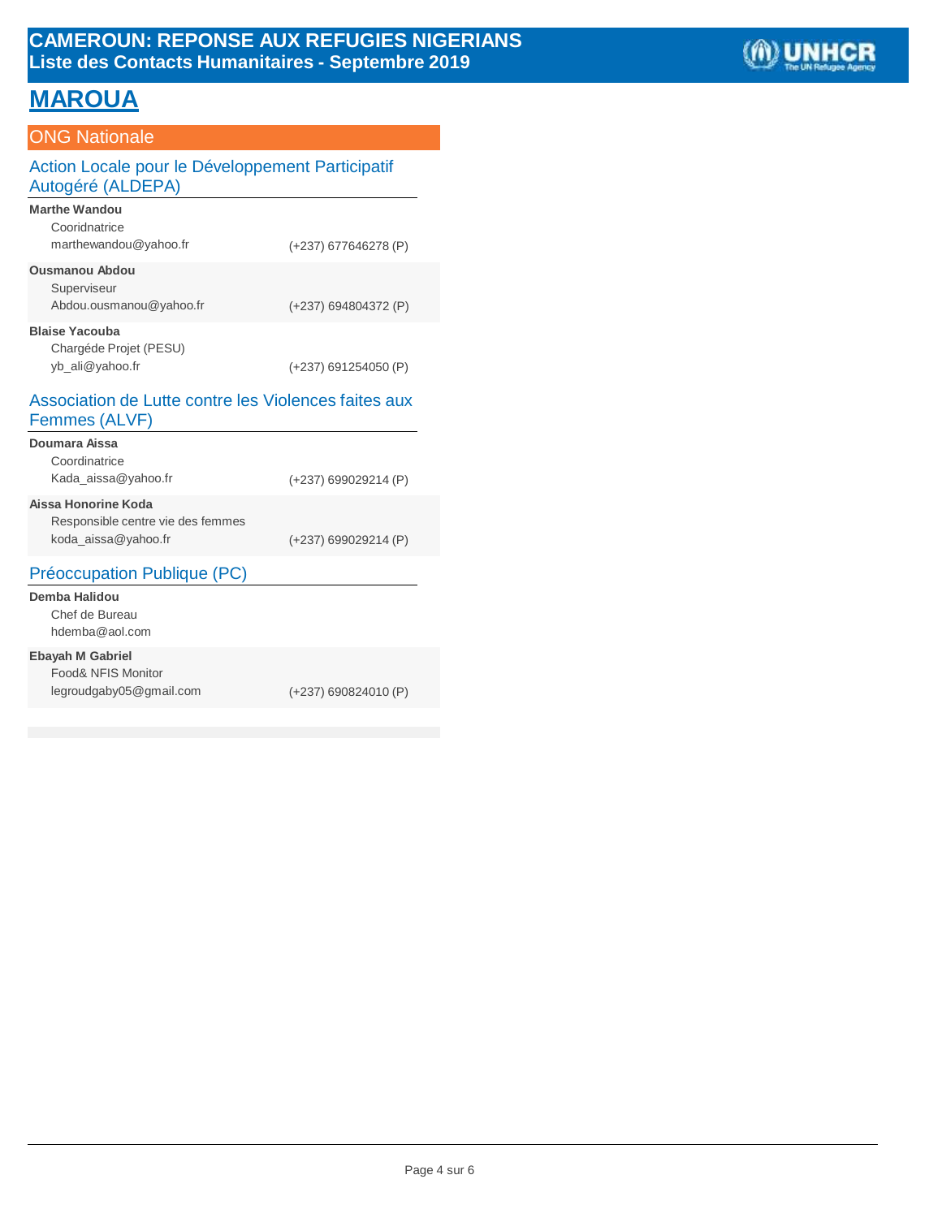# MAROUA

## ONG Nationale

### Action Locale pour le Développement Participatif Autogéré (ALDEPA)

**Marthe Wandou**
Cooridnatrice
marthewandou@yahoo.fr (+237) 677646278 (P)

**Ousmanou Abdou**
Superviseur
Abdou.ousmanou@yahoo.fr (+237) 694804372 (P)

**Blaise Yacouba**
Chargéde Projet (PESU)
yb_ali@yahoo.fr (+237) 691254050 (P)

### Association de Lutte contre les Violences faites aux Femmes (ALVF)

**Doumara Aissa**
Coordinatrice
Kada_aissa@yahoo.fr (+237) 699029214 (P)

**Aissa Honorine Koda**
Responsible centre vie des femmes
koda_aissa@yahoo.fr (+237) 699029214 (P)

### Préoccupation Publique (PC)

**Demba Halidou**
Chef de Bureau
hdemba@aol.com

**Ebayah M Gabriel**
Food& NFIS Monitor
legroudgaby05@gmail.com (+237) 690824010 (P)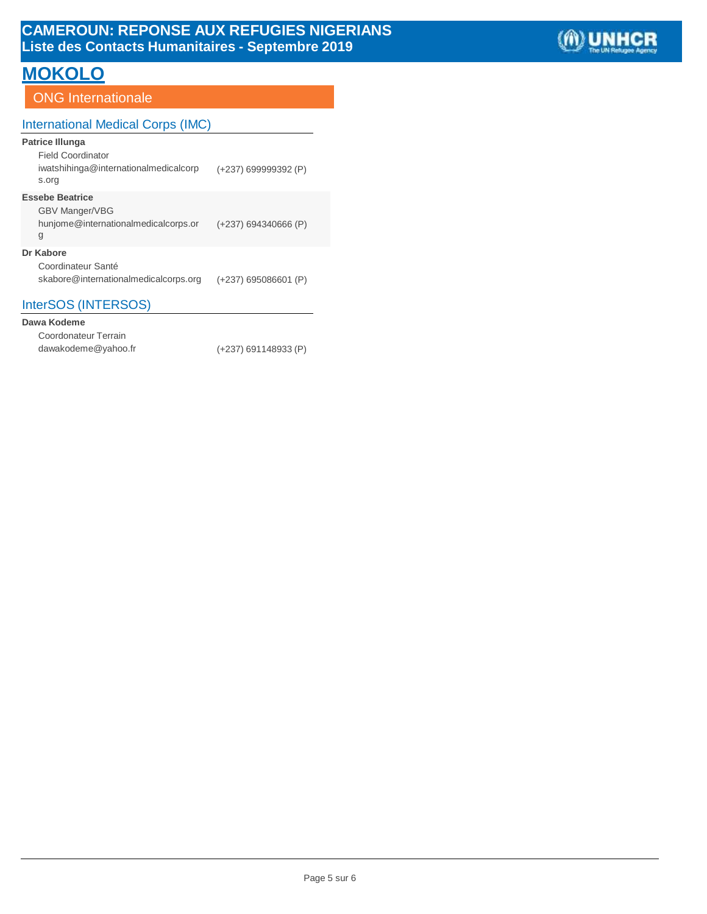# CAMEROUN: REPONSE AUX REFUGIES NIGERIANS
## Liste des Contacts Humanitaires - Septembre 2019

# MOKOLO

## ONG Internationale

### International Medical Corps (IMC)

**Patrice Illunga**
Field Coordinator
iwatshihinga@internationalmedicalcorps.org — (+237) 699999392 (P)

**Essebe Beatrice**
GBV Manger/VBG
hunjome@internationalmedicalcorps.org — (+237) 694340666 (P)

**Dr Kabore**
Coordinateur Santé
skabore@internationalmedicalcorps.org — (+237) 695086601 (P)

### InterSOS (INTERSOS)

**Dawa Kodeme**
Coordonateur Terrain
dawakodeme@yahoo.fr — (+237) 691148933 (P)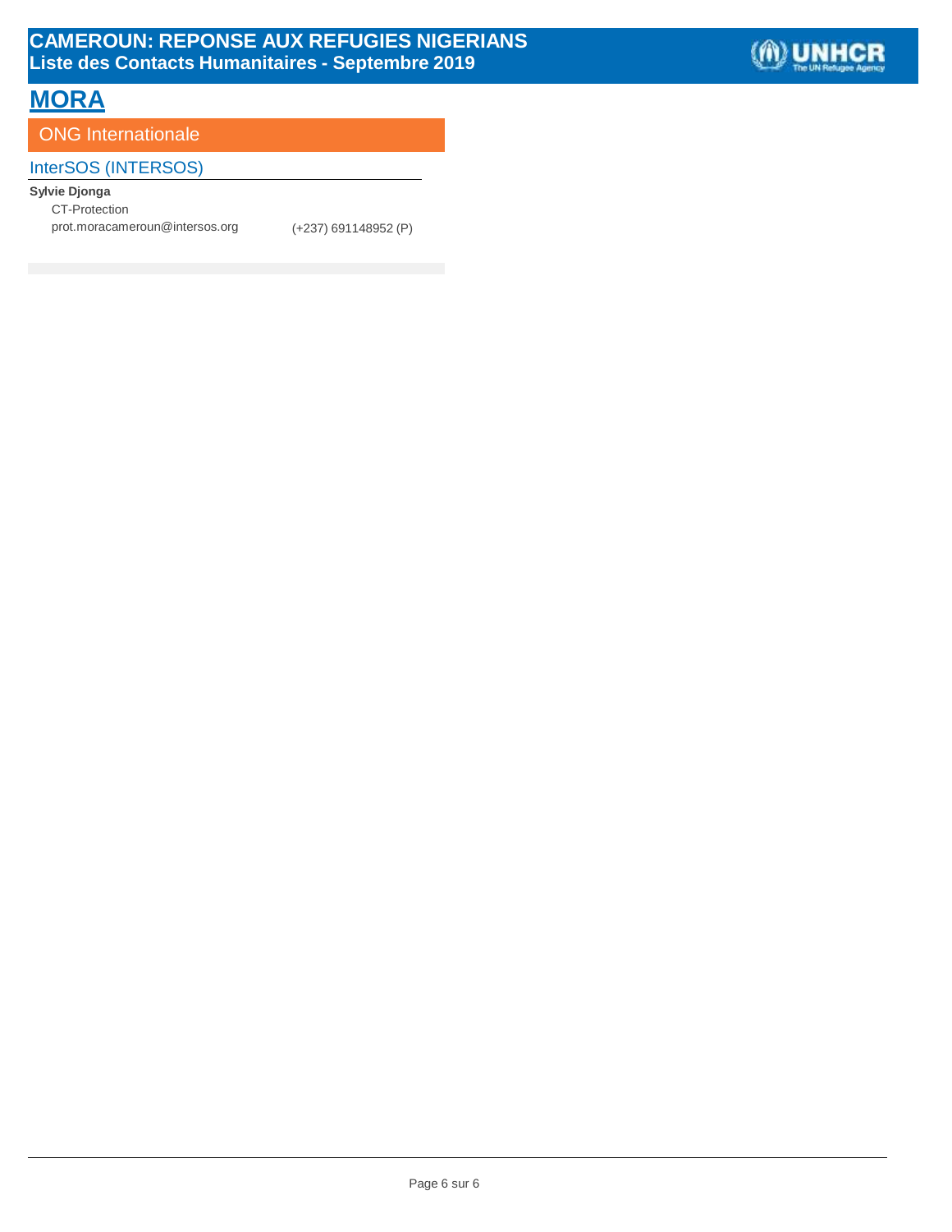## MORA

### ONG Internationale

#### InterSOS (INTERSOS)

**Sylvie Djonga**
CT-Protection
prot.moracameroun@intersos.org (+237) 691148952 (P)